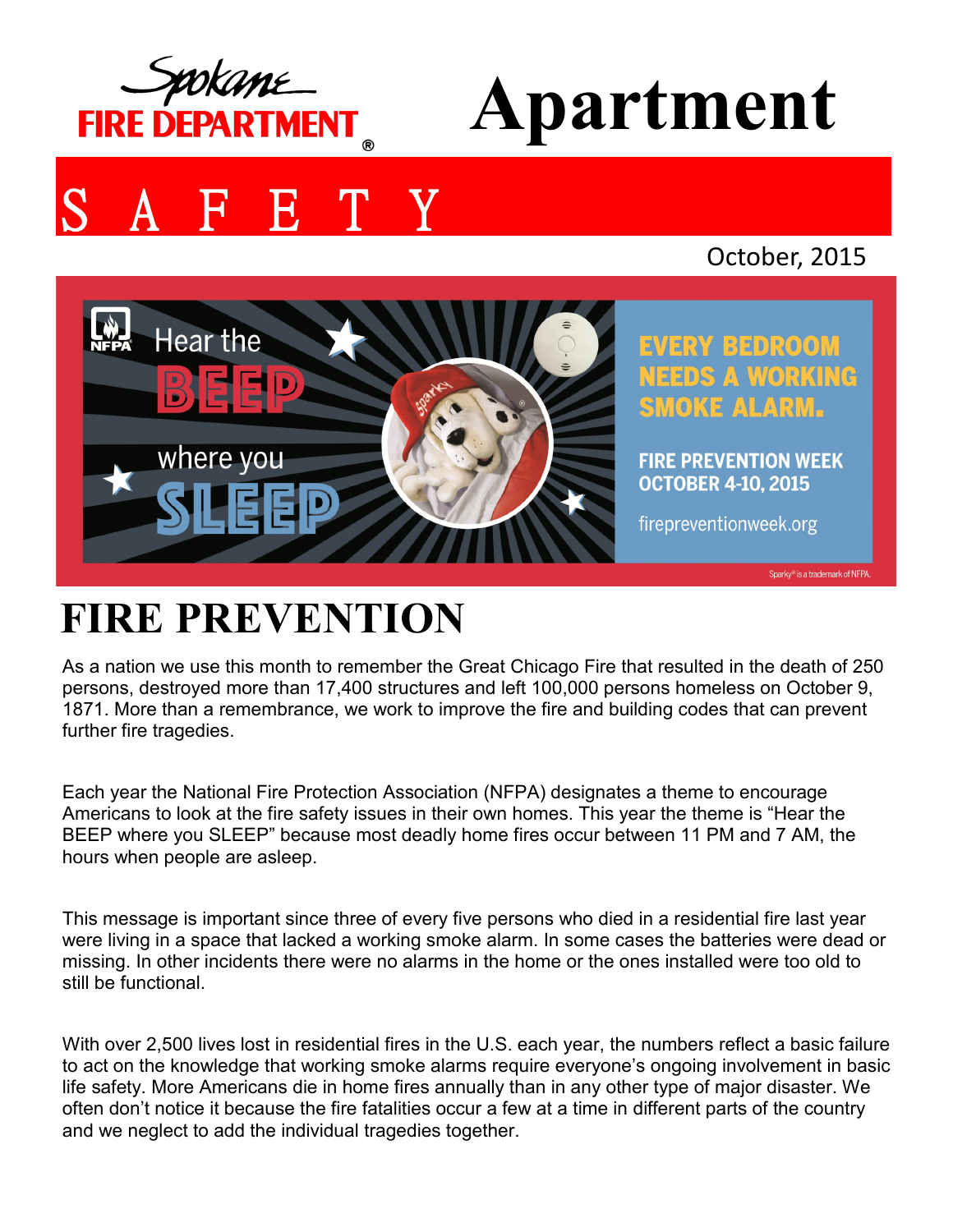Spokane FIRE DEPARTMENT®

# Apartment

# S A F E T Y

October, 2015

Hear the BEEP where you SLEEP

EVERY BEDROOM NEEDS A WORKING SMOKE ALARM.

FIRE PREVENTION WEEK OCTOBER 4-10, 2015

firepreventionweek.org

Sparky® is a trademark of NFPA.

## FIRE PREVENTION

As a nation we use this month to remember the Great Chicago Fire that resulted in the death of 250 persons, destroyed more than 17,400 structures and left 100,000 persons homeless on October 9, 1871. More than a remembrance, we work to improve the fire and building codes that can prevent further fire tragedies.

Each year the National Fire Protection Association (NFPA) designates a theme to encourage Americans to look at the fire safety issues in their own homes. This year the theme is “Hear the BEEP where you SLEEP” because most deadly home fires occur between 11 PM and 7 AM, the hours when people are asleep.

This message is important since three of every five persons who died in a residential fire last year were living in a space that lacked a working smoke alarm. In some cases the batteries were dead or missing. In other incidents there were no alarms in the home or the ones installed were too old to still be functional.

With over 2,500 lives lost in residential fires in the U.S. each year, the numbers reflect a basic failure to act on the knowledge that working smoke alarms require everyone’s ongoing involvement in basic life safety. More Americans die in home fires annually than in any other type of major disaster. We often don’t notice it because the fire fatalities occur a few at a time in different parts of the country and we neglect to add the individual tragedies together.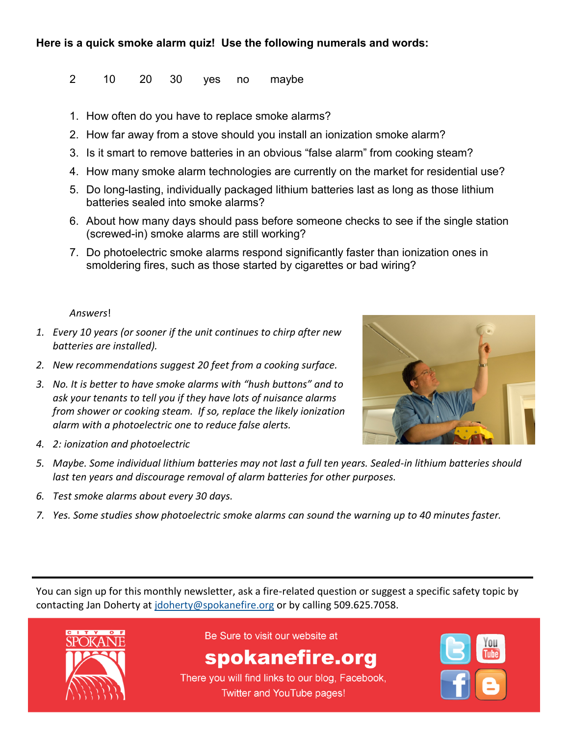**Here is a quick smoke alarm quiz! Use the following numerals and words:**

2 10 20 30 yes no maybe

1. How often do you have to replace smoke alarms?
2. How far away from a stove should you install an ionization smoke alarm?
3. Is it smart to remove batteries in an obvious "false alarm" from cooking steam?
4. How many smoke alarm technologies are currently on the market for residential use?
5. Do long-lasting, individually packaged lithium batteries last as long as those lithium batteries sealed into smoke alarms?
6. About how many days should pass before someone checks to see if the single station (screwed-in) smoke alarms are still working?
7. Do photoelectric smoke alarms respond significantly faster than ionization ones in smoldering fires, such as those started by cigarettes or bad wiring?

*Answers*!

1. *Every 10 years (or sooner if the unit continues to chirp after new batteries are installed).*
2. *New recommendations suggest 20 feet from a cooking surface.*
3. *No. It is better to have smoke alarms with "hush buttons" and to ask your tenants to tell you if they have lots of nuisance alarms from shower or cooking steam. If so, replace the likely ionization alarm with a photoelectric one to reduce false alerts.*
4. *2: ionization and photoelectric*
5. *Maybe. Some individual lithium batteries may not last a full ten years. Sealed-in lithium batteries should last ten years and discourage removal of alarm batteries for other purposes.*
6. *Test smoke alarms about every 30 days.*
7. *Yes. Some studies show photoelectric smoke alarms can sound the warning up to 40 minutes faster.*

---

You can sign up for this monthly newsletter, ask a fire-related question or suggest a specific safety topic by contacting Jan Doherty at jdoherty@spokanefire.org or by calling 509.625.7058.

CITY OF SPOKANE

Be Sure to visit our website at

**spokanefire.org**

There you will find links to our blog, Facebook, Twitter and YouTube pages!